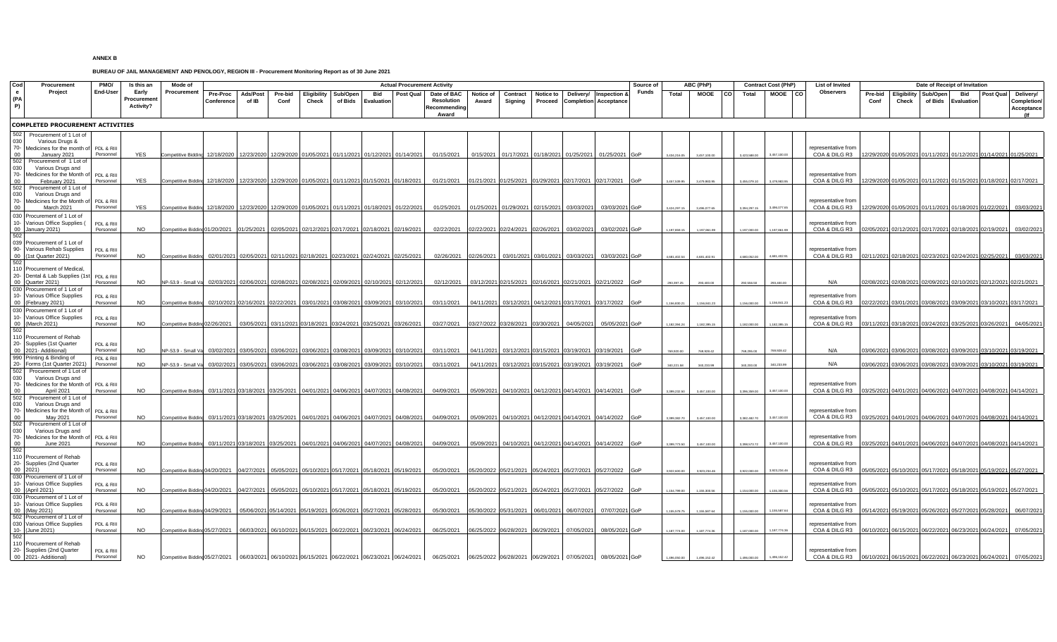**ANNEX B**

**BUREAU OF JAIL MANAGEMENT AND PENOLOGY, REGION III - Procurement Monitoring Report as of 30 June 2021**

| Code (PAP) | Procurement Project | PMO/ End-User | Is this an Early Procurement Activity? | Mode of Procurement | Actual Procurement Activity | | | | | | | | | | | | | | Source of Funds | ABC (PhP) | | | Contract Cost (PhP) | | | List of Invited Observers | Date of Receipt of Invitation | | | | | |
|---|---|---|---|---|---|---|---|---|---|---|---|---|---|---|---|---|---|---|---|---|---|---|---|---|---|---|---|---|---|---|---|---|
| | | | | | Pre-Proc Conference | Ads/Post of IB | Pre-bid Conf | Eligibility Check | Sub/Open of Bids | Bid Evaluation | Post Qual | Date of BAC Resolution Recommending Award | Notice of Award | Contract Signing | Notice to Proceed | Delivery/ Completion | Inspection & Acceptance | | Total | MOOE | CO | Total | MOOE | CO | | Pre-bid Conf | Eligibility Check | Sub/Open of Bids | Bid Evaluation | Post Qual | Delivery/ Completion/ Acceptance (If |
| **COMPLETED PROCUREMENT ACTIVITIES** | | | | | | | | | | | | | | | | | | | | | | | | | | | | | | | | |
| 502 030 70- 00 | Procurement of 1 Lot of Various Drugs & Medicines for the month of January 2021 | PDL & RIII Personnel | YES | Competitive Bidding | 12/18/2020 | 12/23/2020 | 12/29/2020 | 01/05/2021 | 01/11/2021 | 01/12/2021 | 01/14/2021 | 01/15/2021 | 0/15/2021 | 01/17/2021 | 01/18/2021 | 01/25/2021 | 01/25/2021 | GoP | 3,434,216.05 | 3,457,100.00 | | 3,423,588.00 | 3,457,100.00 | | representative from COA & DILG R3 | 12/29/2020 | 01/05/2021 | 01/11/2021 | 01/12/2021 | 01/14/2021 | 01/25/2021 |
| 502 030 70- 00 | Procurement of 1 Lot of Various Drugs and Medicines for the Month of February 2021 | PDL & RIII Personnel | YES | Competitive Bidding | 12/18/2020 | 12/23/2020 | 12/29/2020 | 01/05/2021 | 01/11/2021 | 01/15/2021 | 01/18/2021 | 01/21/2021 | 01/21/2021 | 01/25/2021 | 01/29/2021 | 02/17/2021 | 02/17/2021 | GoP | 3,457,535.95 | 3,479,863.95 | | 3,455,079.10 | 3,479,863.95 | | representative from COA & DILG R3 | 12/29/2020 | 01/05/2021 | 01/11/2021 | 01/15/2021 | 01/18/2021 | 02/17/2021 |
| 502 030 70- 00 | Procurement of 1 Lot of Various Drugs and Medicines for the Month of March 2021 | PDL & RIII Personnel | YES | Competitive Bidding | 12/18/2020 | 12/23/2020 | 12/29/2020 | 01/05/2021 | 01/11/2021 | 01/18/2021 | 01/22/2021 | 01/25/2021 | 01/25/2021 | 01/29/2021 | 02/15/2021 | 03/03/2021 | 03/03/2021 | GoP | 3,424,297.15 | 3,496,577.65 | | 3,391,297.15 | 3,496,577.65 | | representative from COA & DILG R3 | 12/29/2020 | 01/05/2021 | 01/11/2021 | 01/18/2021 | 01/22/2021 | 03/03/2021 |
| 030 10- 00 | Procurement of 1 Lot of Various Office Supplies ( January 2021) | PDL & RIII Personnel | NO | Competitive Bidding | 01/20/2021 | 01/25/2021 | 02/05/2021 | 02/12/2021 | 02/17/2021 | 02/18/2021 | 02/19/2021 | 02/22/2021 | 02/22/2021 | 02/24/2021 | 02/26/2021 | 03/02/2021 | 03/02/2021 | GoP | 1,197,858.15 | 1,197,061.99 | | 1,197,000.00 | 1,197,061.99 | | representative from COA & DILG R3 | 02/05/2021 | 02/12/2021 | 02/17/2021 | 02/18/2021 | 02/19/2021 | 03/02/2021 |
| 502 039 90- 00 | Procurement of 1 Lot of Various Rehab Supplies (1st Quarter 2021) | PDL & RIII Personnel | NO | Competitive Bidding | 02/01/2021 | 02/05/2021 | 02/11/2021 | 02/18/2021 | 02/23/2021 | 02/24/2021 | 02/25/2021 | 02/26/2021 | 02/26/2021 | 03/01/2021 | 03/01/2021 | 03/03/2021 | 03/03/2021 | GoP | 4,681,402.61 | 4,681,402.81 | | 4,680,052.00 | 4,681,402.81 | | representative from COA & DILG R3 | 02/11/2021 | 02/18/2021 | 02/23/2021 | 02/24/2021 | 02/25/2021 | 03/03/2021 |
| 502 110 20- 00 | Procurement of Medical, Dental & Lab Supplies (1st Quarter 2021) | PDL & RIII Personnel | NO | NP-53.9 - Small Va | 02/03/2021 | 02/06/2021 | 02/08/2021 | 02/08/2021 | 02/09/2021 | 02/10/2021 | 02/12/2021 | 02/12/2021 | 03/12/2021 | 02/15/2021 | 02/16/2021 | 02/21/2021 | 02/21/2022 | GoP | 293,397.25 | 293,400.00 | | 292,566.50 | 293,400.00 | | N/A | 02/08/2021 | 02/08/2021 | 02/09/2021 | 02/10/2021 | 02/12/2021 | 02/21/2021 |
| 030 10- 00 | Procurement of 1 Lot of Various Office Supplies (February 2021) | PDL & RIII Personnel | NO | Competitive Bidding | 02/10/2021 | 02/16/2021 | 02/22/2021 | 03/01/2021 | 03/08/2021 | 03/09/2021 | 03/10/2021 | 03/11/2021 | 04/11/2021 | 03/12/2021 | 04/12/2021 | 03/17/2021 | 03/17/2022 | GoP | 1,156,830.21 | 1,156,941.23 | | 1,156,000.00 | 1,156,941.23 | | representative from COA & DILG R3 | 02/22/2021 | 03/01/2021 | 03/08/2021 | 03/09/2021 | 03/10/2021 | 03/17/2021 |
| 030 10- 00 | Procurement of 1 Lot of Various Office Supplies (March 2021) | PDL & RIII Personnel | NO | Competitive Bidding | 02/26/2021 | 03/05/2021 | 03/11/2021 | 03/18/2021 | 03/24/2021 | 03/25/2021 | 03/26/2021 | 03/27/2021 | 03/27/2022 | 03/28/2021 | 03/30/2021 | 04/05/2021 | 05/05/2021 | GoP | 1,182,394.24 | 1,182,385.15 | | 1,182,000.00 | 1,182,385.15 | | representative from COA & DILG R3 | 03/11/2021 | 03/18/2021 | 03/24/2021 | 03/25/2021 | 03/26/2021 | 04/05/2021 |
| 502 110 20- 00 | Procurement of Rehab Supplies (1st Quarter 2021- Additional) | PDL & RIII Personnel | NO | NP-53.9 - Small Va | 03/02/2021 | 03/05/2021 | 03/06/2021 | 03/06/2021 | 03/08/2021 | 03/09/2021 | 03/10/2021 | 03/11/2021 | 04/11/2021 | 03/12/2021 | 03/15/2021 | 03/19/2021 | 03/19/2021 | GoP | 769,920.00 | 769,920.42 | | 769,285.00 | 769,920.42 | | N/A | 03/06/2021 | 03/06/2021 | 03/08/2021 | 03/09/2021 | 03/10/2021 | 03/19/2021 |
| 990 20- 00 | Printing & Binding of Forms (1st Quarter 2021) | PDL & RIII Personnel | NO | NP-53.9 - Small Va | 03/02/2021 | 03/05/2021 | 03/06/2021 | 03/06/2021 | 03/08/2021 | 03/09/2021 | 03/10/2021 | 03/11/2021 | 04/11/2021 | 03/12/2021 | 03/15/2021 | 03/19/2021 | 03/19/2021 | GoP | 340,221.60 | 340,233.99 | | 340,200.00 | 340,233.99 | | N/A | 03/06/2021 | 03/06/2021 | 03/08/2021 | 03/09/2021 | 03/10/2021 | 03/19/2021 |
| 502 030 70- 00 | Procurement of 1 Lot of Various Drugs and Medicines for the Month of April 2021 | PDL & RIII Personnel | NO | Competitive Bidding | 03/11/2021 | 03/18/2021 | 03/25/2021 | 04/01/2021 | 04/06/2021 | 04/07/2021 | 04/08/2021 | 04/09/2021 | 05/09/2021 | 04/10/2021 | 04/12/2021 | 04/14/2021 | 04/14/2021 | GoP | 3,389,232.50 | 3,457,100.00 | | 3,386,359.00 | 3,457,100.00 | | representative from COA & DILG R3 | 03/25/2021 | 04/01/2021 | 04/06/2021 | 04/07/2021 | 04/08/2021 | 04/14/2021 |
| 502 030 70- 00 | Procurement of 1 Lot of Various Drugs and Medicines for the Month of May 2021 | PDL & RIII Personnel | NO | Competitive Bidding | 03/11/2021 | 03/18/2021 | 03/25/2021 | 04/01/2021 | 04/06/2021 | 04/07/2021 | 04/08/2021 | 04/09/2021 | 05/09/2021 | 04/10/2021 | 04/12/2021 | 04/14/2021 | 04/14/2022 | GoP | 3,390,382.70 | 3,457,100.00 | | 3,362,482.72 | 3,457,100.00 | | representative from COA & DILG R3 | 03/25/2021 | 04/01/2021 | 04/06/2021 | 04/07/2021 | 04/08/2021 | 04/14/2021 |
| 502 030 70- 00 | Procurement of 1 Lot of Various Drugs and Medicines for the Month of June 2021 | PDL & RIII Personnel | NO | Competitive Bidding | 03/11/2021 | 03/18/2021 | 03/25/2021 | 04/01/2021 | 04/06/2021 | 04/07/2021 | 04/08/2021 | 04/09/2021 | 05/09/2021 | 04/10/2021 | 04/12/2021 | 04/14/2021 | 04/14/2022 | GoP | 3,390,773.50 | 3,457,100.00 | | 3,368,573.72 | 3,457,100.00 | | representative from COA & DILG R3 | 03/25/2021 | 04/01/2021 | 04/06/2021 | 04/07/2021 | 04/08/2021 | 04/14/2021 |
| 502 110 20- 00 | Procurement of Rehab Supplies (2nd Quarter 2021) | PDL & RIII Personnel | NO | Competitive Bidding | 04/20/2021 | 04/27/2021 | 05/05/2021 | 05/10/2021 | 05/17/2021 | 05/18/2021 | 05/19/2021 | 05/20/2021 | 05/20/2022 | 05/21/2021 | 05/24/2021 | 05/27/2021 | 05/27/2022 | GoP | 3,922,600.00 | 3,923,234.40 | | 3,922,000.00 | 3,923,234.40 | | representative from COA & DILG R3 | 05/05/2021 | 05/10/2021 | 05/17/2021 | 05/18/2021 | 05/19/2021 | 05/27/2021 |
| 030 10- 00 | Procurement of 1 Lot of Various Office Supplies (April 2021) | PDL & RIII Personnel | NO | Competitive Bidding | 04/20/2021 | 04/27/2021 | 05/05/2021 | 05/10/2021 | 05/17/2021 | 05/18/2021 | 05/19/2021 | 05/20/2021 | 05/20/2022 | 05/21/2021 | 05/24/2021 | 05/27/2021 | 05/27/2022 | GoP | 1,154,799.00 | 1,155,308.56 | | 1,154,000.00 | 1,155,308.56 | | representative from COA & DILG R3 | 05/05/2021 | 05/10/2021 | 05/17/2021 | 05/18/2021 | 05/19/2021 | 05/27/2021 |
| 030 10- 00 | Procurement of 1 Lot of Various Office Supplies (May 2021) | PDL & RIII Personnel | NO | Competitive Bidding | 04/29/2021 | 05/06/2021 | 05/14/2021 | 05/19/2021 | 05/26/2021 | 05/27/2021 | 05/28/2021 | 05/30/2021 | 05/30/2022 | 05/31/2021 | 06/01/2021 | 06/07/2021 | 07/07/2021 | GoP | 1,155,578.75 | 1,159,587.64 | | 1,155,000.00 | 1,159,587.64 | | representative from COA & DILG R3 | 05/14/2021 | 05/19/2021 | 05/26/2021 | 05/27/2021 | 05/28/2021 | 06/07/2021 |
| 502 030 10- 00 | Procurement of 1 Lot of Various Office Supplies (June 2021) | PDL & RIII Personnel | NO | Competitive Bidding | 05/27/2021 | 06/03/2021 | 06/10/2021 | 06/15/2021 | 06/22/2021 | 06/23/2021 | 06/24/2021 | 06/25/2021 | 06/25/2022 | 06/28/2021 | 06/29/2021 | 07/05/2021 | 08/05/2021 | GoP | 1,187,774.00 | 1,187,774.36 | | 1,187,000.00 | 1,187,774.36 | | representative from COA & DILG R3 | 06/10/2021 | 06/15/2021 | 06/22/2021 | 06/23/2021 | 06/24/2021 | 07/05/2021 |
| 502 110 20- 00 | Procurement of Rehab Supplies (2nd Quarter 2021- Additional) | PDL & RIII Personnel | NO | Competitive Bidding | 05/27/2021 | 06/03/2021 | 06/10/2021 | 06/15/2021 | 06/22/2021 | 06/23/2021 | 06/24/2021 | 06/25/2021 | 06/25/2022 | 06/28/2021 | 06/29/2021 | 07/05/2021 | 08/05/2021 | GoP | 1,496,050.00 | 1,496,152.42 | | 1,496,000.00 | 1,496,152.42 | | representative from COA & DILG R3 | 06/10/2021 | 06/15/2021 | 06/22/2021 | 06/23/2021 | 06/24/2021 | 07/05/2021 |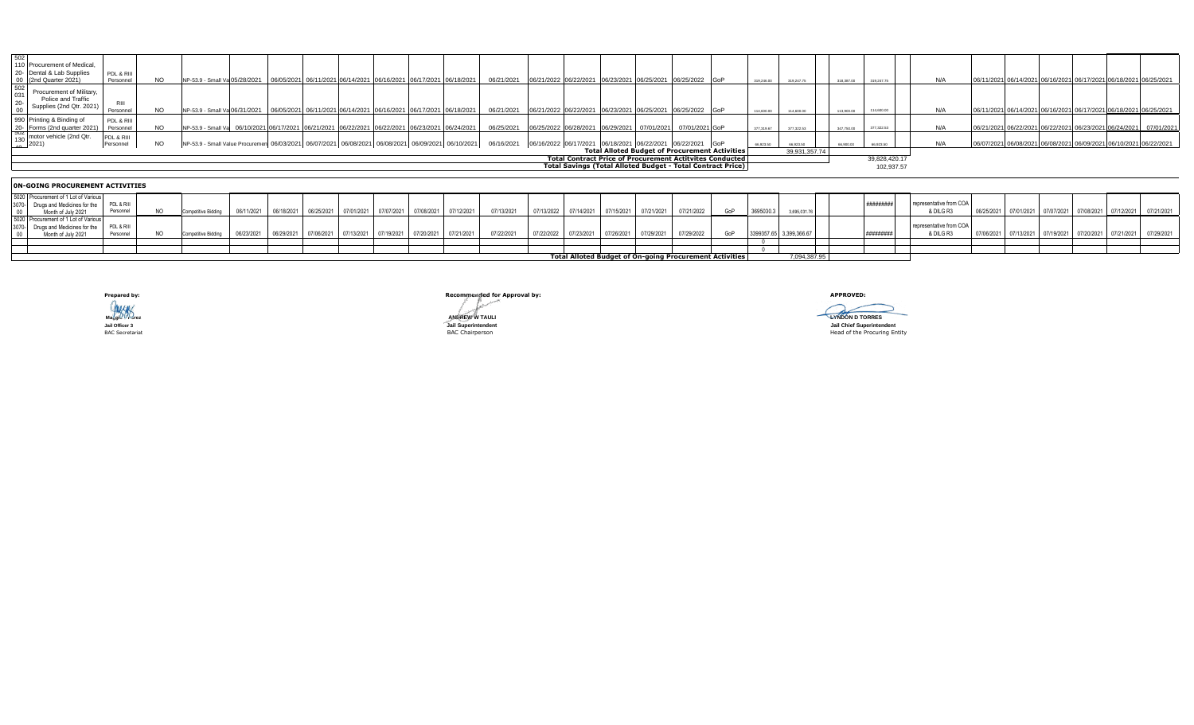| | | | | | | | | | | | | | | | | | | | | | | | | | | | | | | | |
|---|---|---|---|---|---|---|---|---|---|---|---|---|---|---|---|---|---|---|---|---|---|---|---|---|---|---|---|---|---|---|---|
| 502 110 20-00 | Procurement of Medical, Dental & Lab Supplies (2nd Quarter 2021) | PDL & RIII Personnel | NO | NP-53.9 - Small Va | 05/28/2021 | 06/05/2021 | 06/11/2021 | 06/14/2021 | 06/16/2021 | 06/17/2021 | 06/18/2021 | 06/21/2021 | 06/21/2022 | 06/22/2021 | 06/23/2021 | 06/25/2021 | 06/25/2022 | GoP | 319,246.00 | 319,247.75 | | 318,387.00 | 319,247.75 | | N/A | 06/11/2021 | 06/14/2021 | 06/16/2021 | 06/17/2021 | 06/18/2021 | 06/25/2021 |
| 502 031 20-00 | Procurement of Military, Police and Traffic Supplies (2nd Qtr. 2021) | RIII Personnel | NO | NP-53.9 - Small Va | 06/31/2021 | 06/05/2021 | 06/11/2021 | 06/14/2021 | 06/16/2021 | 06/17/2021 | 06/18/2021 | 06/21/2021 | 06/21/2022 | 06/22/2021 | 06/23/2021 | 06/25/2021 | 06/25/2022 | GoP | 114,600.00 | 114,600.00 | | 113,900.00 | 114,600.00 | | N/A | 06/11/2021 | 06/14/2021 | 06/16/2021 | 06/17/2021 | 06/18/2021 | 06/25/2021 |
| 990 20- | Printing & Binding of Forms (2nd quarter 2021) | PDL & RIII Personnel | NO | NP-53.9 - Small Va | 06/10/2021 | 06/17/2021 | 06/21/2021 | 06/22/2021 | 06/22/2021 | 06/23/2021 | 06/24/2021 | 06/25/2021 | 06/25/2022 | 06/28/2021 | 06/29/2021 | 07/01/2021 | 07/01/2021 | GoP | 377,319.67 | 377,322.53 | | 367,750.00 | 377,322.53 | | N/A | 06/21/2021 | 06/22/2021 | 06/22/2021 | 06/23/2021 | 06/24/2021 | 07/01/2021 |
| 502 130 | motor vehicle (2nd Qtr. 2021) | PDL & RIII Personnel | NO | NP-53.9 - Small Value Procuremen | | 06/03/2021 | 06/07/2021 | 06/08/2021 | 06/08/2021 | 06/09/2021 | 06/10/2021 | 06/16/2021 | 06/16/2022 | 06/17/2021 | 06/18/2021 | 06/22/2021 | 06/22/2021 | GoP | 66,923.50 | 66,923.50 | | 66,980.00 | 66,923.50 | | N/A | 06/07/2021 | 06/08/2021 | 06/08/2021 | 06/09/2021 | 06/10/2021 | 06/22/2021 |
| | | | | | | | | | | | | | | | | Total Alloted Budget of Procurement Activities | | | | 39,931,357.74 | | | | | | | | | | | |
| | | | | | | | | | | | | | | | | Total Contract Price of Procurement Actitvites Conducted | | | | | | | 39,828,420.17 | | | | | | | | |
| | | | | | | | | | | | | | | | | Total Savings (Total Alloted Budget - Total Contract Price) | | | | | | | 102,937.57 | | | | | | | | |

**0N-GOING PROCUREMENT ACTIVITIES**

| | | | | | | | | | | | | | | | | | | | | | | | | | | | | | | |
|---|---|---|---|---|---|---|---|---|---|---|---|---|---|---|---|---|---|---|---|---|---|---|---|---|---|---|---|---|---|---|
| 5020 3070-00 | Procurement of 1 Lot of Various Drugs and Medicines for the Month of July 2021 | PDL & RIII Personnel | NO | Competitive Bidding | 06/11/2021 | 06/18/2021 | 06/25/2021 | 07/01/2021 | 07/07/2021 | 07/08/2021 | 07/12/2021 | 07/13/2021 | 07/13/2022 | 07/14/2021 | 07/15/2021 | 07/21/2021 | 07/21/2022 | GoP | 3695030.3 | 3,695,031.76 | | | ######### | | representative from COA & DILG R3 | 06/25/2021 | 07/01/2021 | 07/07/2021 | 07/08/2021 | 07/12/2021 | 07/21/2021 |
| 5020 3070-00 | Procurement of 1 Lot of Various Drugs and Medicines for the Month of July 2021 | PDL & RIII Personnel | NO | Competitive Bidding | 06/23/2021 | 06/29/2021 | 07/06/2021 | 07/13/2021 | 07/19/2021 | 07/20/2021 | 07/21/2021 | 07/22/2021 | 07/22/2022 | 07/23/2021 | 07/26/2021 | 07/29/2021 | 07/29/2022 | GoP | 3399357.65 | 3,399,366.67 | | | ######### | | representative from COA & DILG R3 | 07/06/2021 | 07/13/2021 | 07/19/2021 | 07/20/2021 | 07/21/2021 | 07/29/2021 |
| | | | | | | | | | | | | | | | | | | | 0 | | | | | | | | | | | | |
| | | | | | | | | | | | | | | | | | | | 0 | | | | | | | | | | | | |
| | | | | | | | | | | | | | | | | Total Alloted Budget of On-going Procurement Activities | | | | 7,094,387.95 | | | | | | | | | | | |

**Prepared by:**

Maggie V. Pérez
Jail Officer 3
BAC Secretariat

**Recommended for Approval by:**

ANDREW W TAULI
Jail Superintendent
BAC Chairperson

**APPROVED:**

LYNDON D TORRES
Jail Chief Superintendent
Head of the Procuring Entity